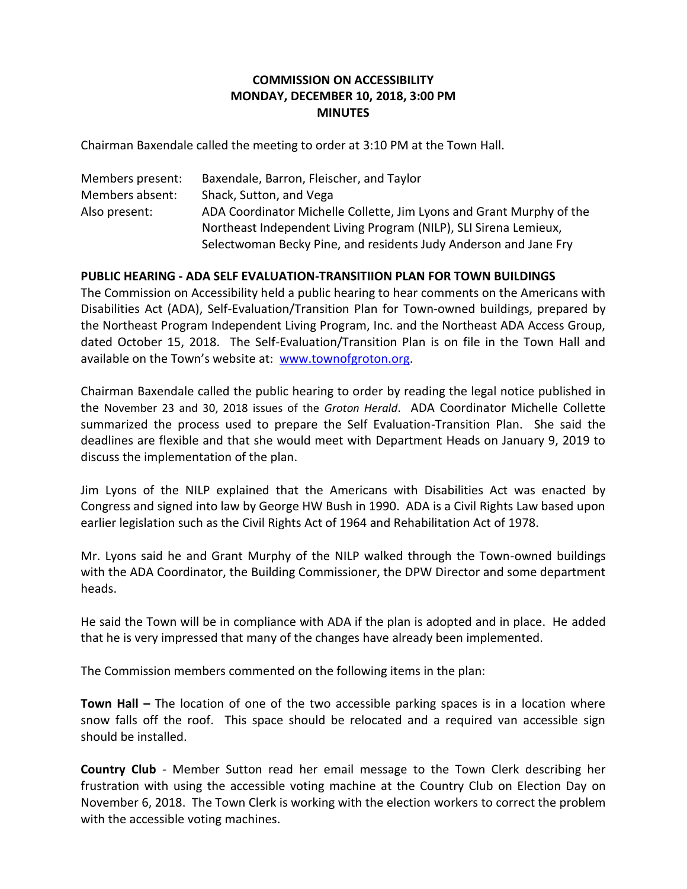# COMMISSION ON ACCESSIBILITY
## MONDAY, DECEMBER 10, 2018, 3:00 PM
## MINUTES

Chairman Baxendale called the meeting to order at 3:10 PM at the Town Hall.

Members present: Baxendale, Barron, Fleischer, and Taylor
Members absent: Shack, Sutton, and Vega
Also present: ADA Coordinator Michelle Collette, Jim Lyons and Grant Murphy of the Northeast Independent Living Program (NILP), SLI Sirena Lemieux, Selectwoman Becky Pine, and residents Judy Anderson and Jane Fry

**PUBLIC HEARING - ADA SELF EVALUATION-TRANSITIION PLAN FOR TOWN BUILDINGS**

The Commission on Accessibility held a public hearing to hear comments on the Americans with Disabilities Act (ADA), Self-Evaluation/Transition Plan for Town-owned buildings, prepared by the Northeast Program Independent Living Program, Inc. and the Northeast ADA Access Group, dated October 15, 2018. The Self-Evaluation/Transition Plan is on file in the Town Hall and available on the Town's website at: www.townofgroton.org.

Chairman Baxendale called the public hearing to order by reading the legal notice published in the November 23 and 30, 2018 issues of the *Groton Herald*. ADA Coordinator Michelle Collette summarized the process used to prepare the Self Evaluation-Transition Plan. She said the deadlines are flexible and that she would meet with Department Heads on January 9, 2019 to discuss the implementation of the plan.

Jim Lyons of the NILP explained that the Americans with Disabilities Act was enacted by Congress and signed into law by George HW Bush in 1990. ADA is a Civil Rights Law based upon earlier legislation such as the Civil Rights Act of 1964 and Rehabilitation Act of 1978.

Mr. Lyons said he and Grant Murphy of the NILP walked through the Town-owned buildings with the ADA Coordinator, the Building Commissioner, the DPW Director and some department heads.

He said the Town will be in compliance with ADA if the plan is adopted and in place. He added that he is very impressed that many of the changes have already been implemented.

The Commission members commented on the following items in the plan:

**Town Hall –** The location of one of the two accessible parking spaces is in a location where snow falls off the roof. This space should be relocated and a required van accessible sign should be installed.

**Country Club** - Member Sutton read her email message to the Town Clerk describing her frustration with using the accessible voting machine at the Country Club on Election Day on November 6, 2018. The Town Clerk is working with the election workers to correct the problem with the accessible voting machines.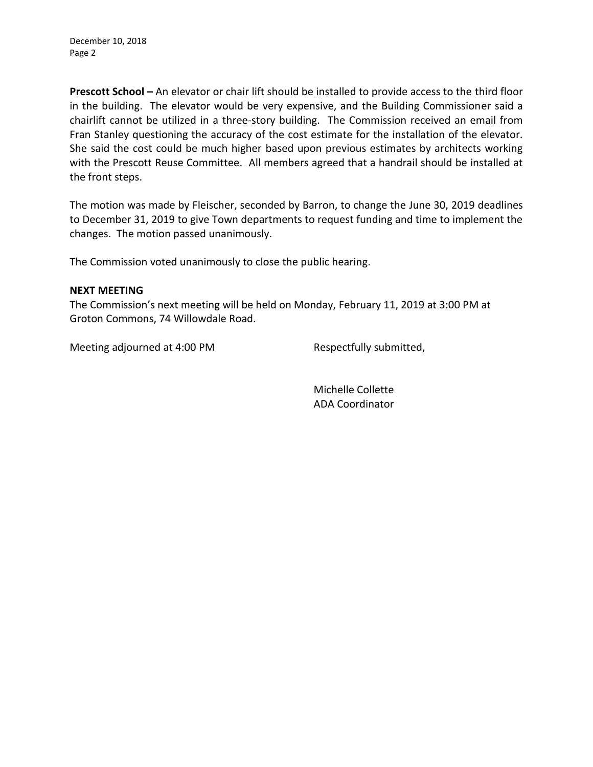**Prescott School –** An elevator or chair lift should be installed to provide access to the third floor in the building. The elevator would be very expensive, and the Building Commissioner said a chairlift cannot be utilized in a three-story building. The Commission received an email from Fran Stanley questioning the accuracy of the cost estimate for the installation of the elevator. She said the cost could be much higher based upon previous estimates by architects working with the Prescott Reuse Committee. All members agreed that a handrail should be installed at the front steps.

The motion was made by Fleischer, seconded by Barron, to change the June 30, 2019 deadlines to December 31, 2019 to give Town departments to request funding and time to implement the changes. The motion passed unanimously.

The Commission voted unanimously to close the public hearing.

**NEXT MEETING**

The Commission's next meeting will be held on Monday, February 11, 2019 at 3:00 PM at Groton Commons, 74 Willowdale Road.

Meeting adjourned at 4:00 PM

Respectfully submitted,

Michelle Collette
ADA Coordinator